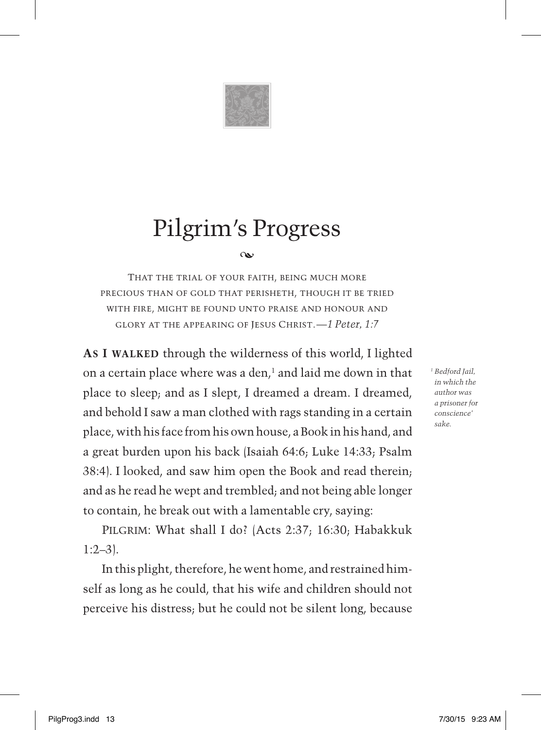# Pilgrim's Progress

THAT THE TRIAL OF YOUR FAITH, BEING MUCH MORE PRECIOUS THAN OF GOLD THAT PERISHETH, THOUGH IT BE TRIED WITH FIRE, MIGHT BE FOUND UNTO PRAISE AND HONOUR AND GLORY AT THE APPEARING OF JESUS CHRIST.—*1 Peter, 1:7*

**AS I WALKED** through the wilderness of this world, I lighted on a certain place where was a den,[1] and laid me down in that place to sleep; and as I slept, I dreamed a dream. I dreamed, and behold I saw a man clothed with rags standing in a certain place, with his face from his own house, a Book in his hand, and a great burden upon his back (Isaiah 64:6; Luke 14:33; Psalm 38:4). I looked, and saw him open the Book and read therein; and as he read he wept and trembled; and not being able longer to contain, he break out with a lamentable cry, saying:

*[1] Bedford Jail, in which the author was a prisoner for conscience' sake.*

PILGRIM: What shall I do? (Acts 2:37; 16:30; Habakkuk 1:2–3).

In this plight, therefore, he went home, and restrained himself as long as he could, that his wife and children should not perceive his distress; but he could not be silent long, because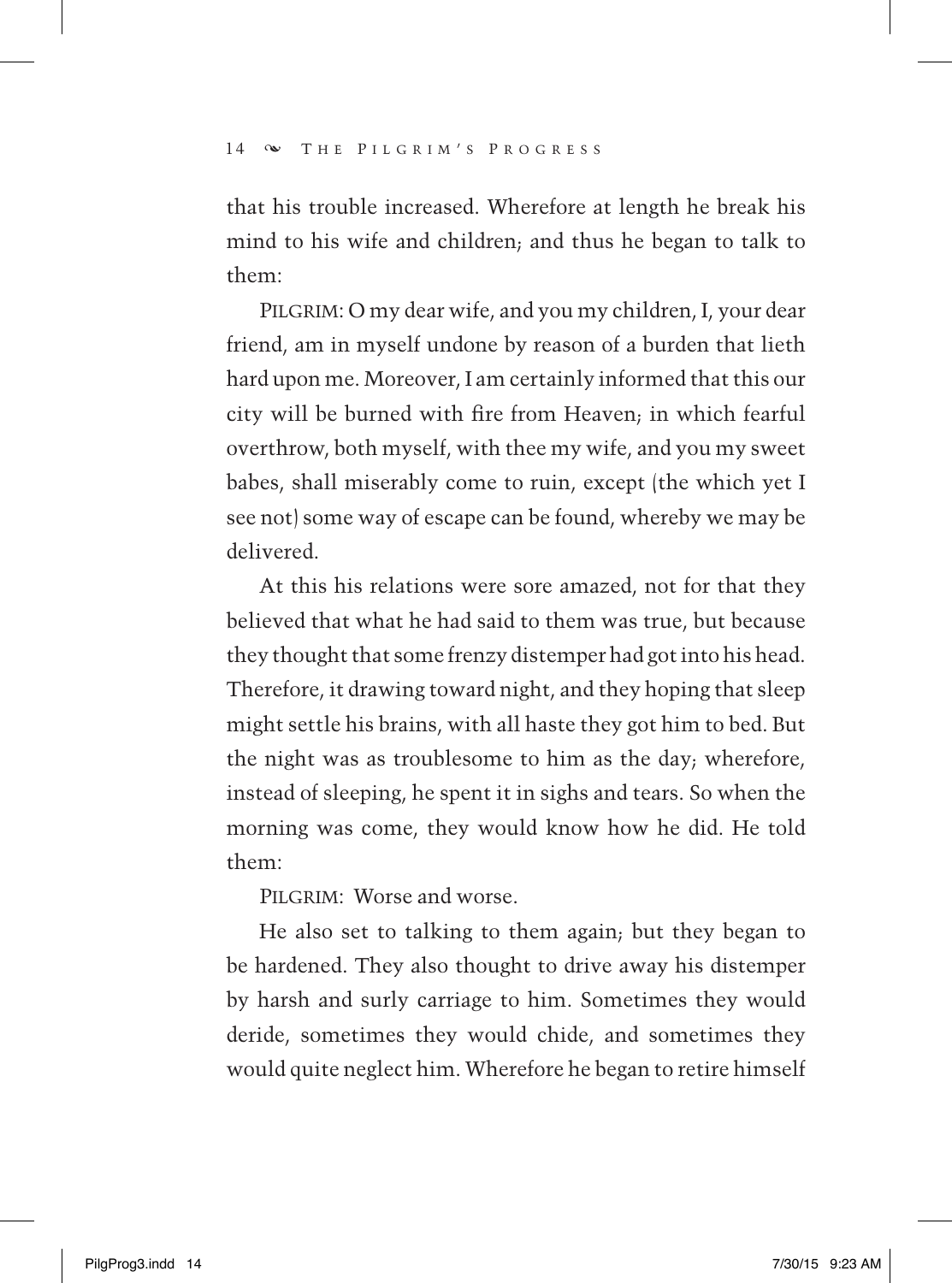that his trouble increased. Wherefore at length he break his mind to his wife and children; and thus he began to talk to them:

PILGRIM: O my dear wife, and you my children, I, your dear friend, am in myself undone by reason of a burden that lieth hard upon me. Moreover, I am certainly informed that this our city will be burned with fire from Heaven; in which fearful overthrow, both myself, with thee my wife, and you my sweet babes, shall miserably come to ruin, except (the which yet I see not) some way of escape can be found, whereby we may be delivered.

At this his relations were sore amazed, not for that they believed that what he had said to them was true, but because they thought that some frenzy distemper had got into his head. Therefore, it drawing toward night, and they hoping that sleep might settle his brains, with all haste they got him to bed. But the night was as troublesome to him as the day; wherefore, instead of sleeping, he spent it in sighs and tears. So when the morning was come, they would know how he did. He told them:

PILGRIM: Worse and worse.

He also set to talking to them again; but they began to be hardened. They also thought to drive away his distemper by harsh and surly carriage to him. Sometimes they would deride, sometimes they would chide, and sometimes they would quite neglect him. Wherefore he began to retire himself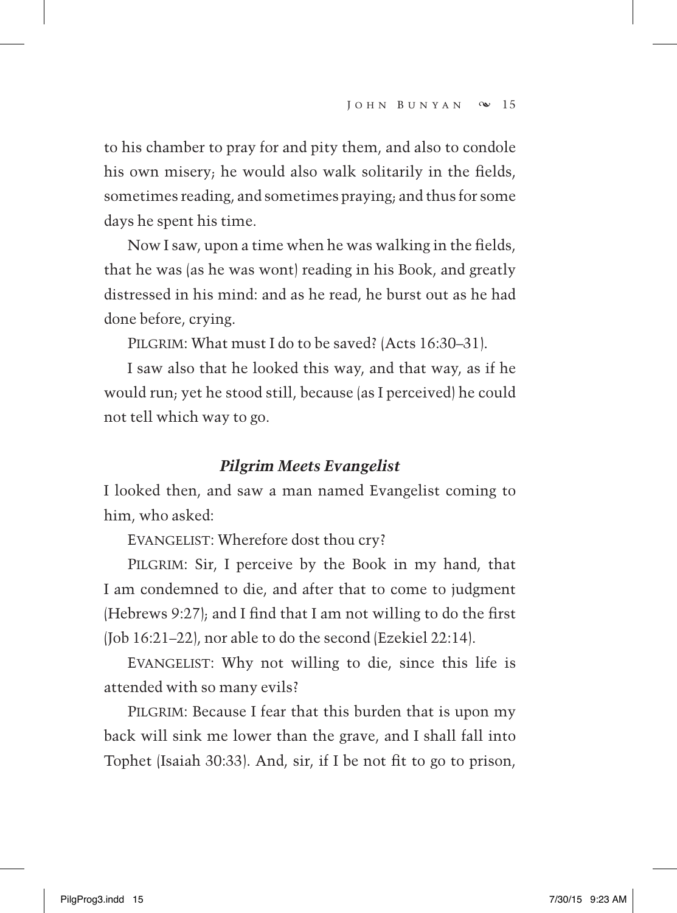to his chamber to pray for and pity them, and also to condole his own misery; he would also walk solitarily in the fields, sometimes reading, and sometimes praying; and thus for some days he spent his time.

Now I saw, upon a time when he was walking in the fields, that he was (as he was wont) reading in his Book, and greatly distressed in his mind: and as he read, he burst out as he had done before, crying.

PILGRIM: What must I do to be saved? (Acts 16:30–31).

I saw also that he looked this way, and that way, as if he would run; yet he stood still, because (as I perceived) he could not tell which way to go.

### *Pilgrim Meets Evangelist*

I looked then, and saw a man named Evangelist coming to him, who asked:

EVANGELIST: Wherefore dost thou cry?

PILGRIM: Sir, I perceive by the Book in my hand, that I am condemned to die, and after that to come to judgment (Hebrews 9:27); and I find that I am not willing to do the first (Job 16:21–22), nor able to do the second (Ezekiel 22:14).

EVANGELIST: Why not willing to die, since this life is attended with so many evils?

PILGRIM: Because I fear that this burden that is upon my back will sink me lower than the grave, and I shall fall into Tophet (Isaiah 30:33). And, sir, if I be not fit to go to prison,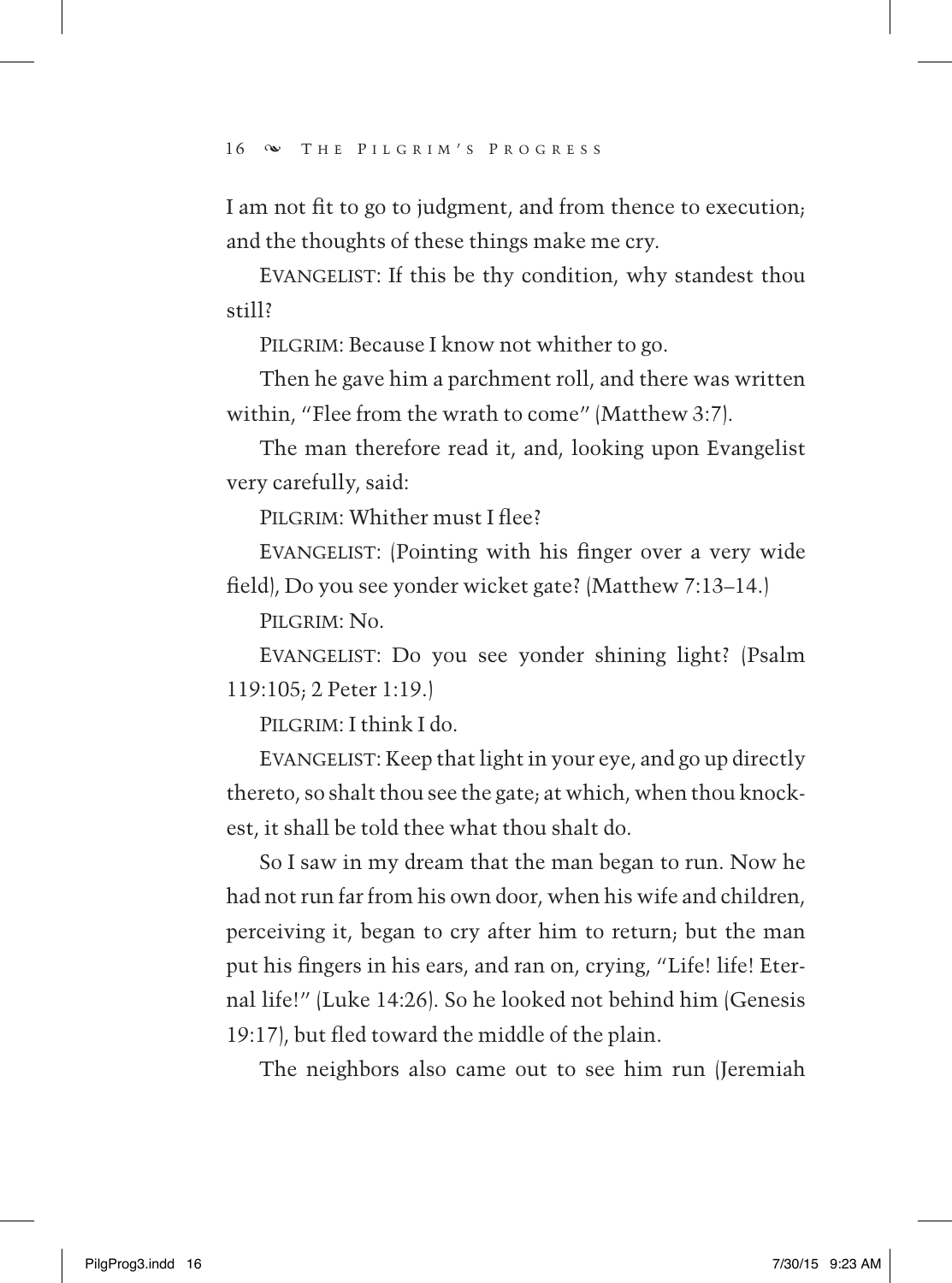I am not fit to go to judgment, and from thence to execution; and the thoughts of these things make me cry.

EVANGELIST: If this be thy condition, why standest thou still?

PILGRIM: Because I know not whither to go.

Then he gave him a parchment roll, and there was written within, "Flee from the wrath to come" (Matthew 3:7).

The man therefore read it, and, looking upon Evangelist very carefully, said:

PILGRIM: Whither must I flee?

EVANGELIST: (Pointing with his finger over a very wide field), Do you see yonder wicket gate? (Matthew 7:13–14.)

PILGRIM: No.

EVANGELIST: Do you see yonder shining light? (Psalm 119:105; 2 Peter 1:19.)

PILGRIM: I think I do.

EVANGELIST: Keep that light in your eye, and go up directly thereto, so shalt thou see the gate; at which, when thou knockest, it shall be told thee what thou shalt do.

So I saw in my dream that the man began to run. Now he had not run far from his own door, when his wife and children, perceiving it, began to cry after him to return; but the man put his fingers in his ears, and ran on, crying, "Life! life! Eternal life!" (Luke 14:26). So he looked not behind him (Genesis 19:17), but fled toward the middle of the plain.

The neighbors also came out to see him run (Jeremiah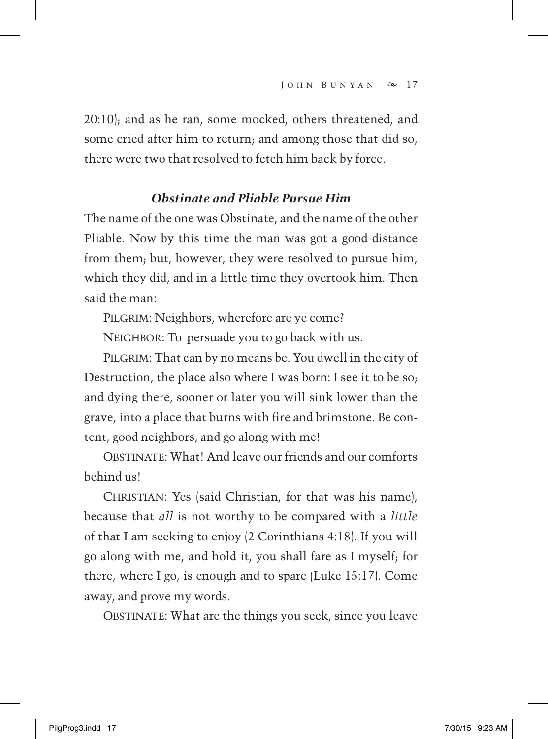20:10); and as he ran, some mocked, others threatened, and some cried after him to return; and among those that did so, there were two that resolved to fetch him back by force.

### *Obstinate and Pliable Pursue Him*

The name of the one was Obstinate, and the name of the other Pliable. Now by this time the man was got a good distance from them; but, however, they were resolved to pursue him, which they did, and in a little time they overtook him. Then said the man:

PILGRIM: Neighbors, wherefore are ye come?

NEIGHBOR: To persuade you to go back with us.

PILGRIM: That can by no means be. You dwell in the city of Destruction, the place also where I was born: I see it to be so; and dying there, sooner or later you will sink lower than the grave, into a place that burns with fire and brimstone. Be content, good neighbors, and go along with me!

OBSTINATE: What! And leave our friends and our comforts behind us!

CHRISTIAN: Yes (said Christian, for that was his name), because that *all* is not worthy to be compared with a *little* of that I am seeking to enjoy (2 Corinthians 4:18). If you will go along with me, and hold it, you shall fare as I myself; for there, where I go, is enough and to spare (Luke 15:17). Come away, and prove my words.

OBSTINATE: What are the things you seek, since you leave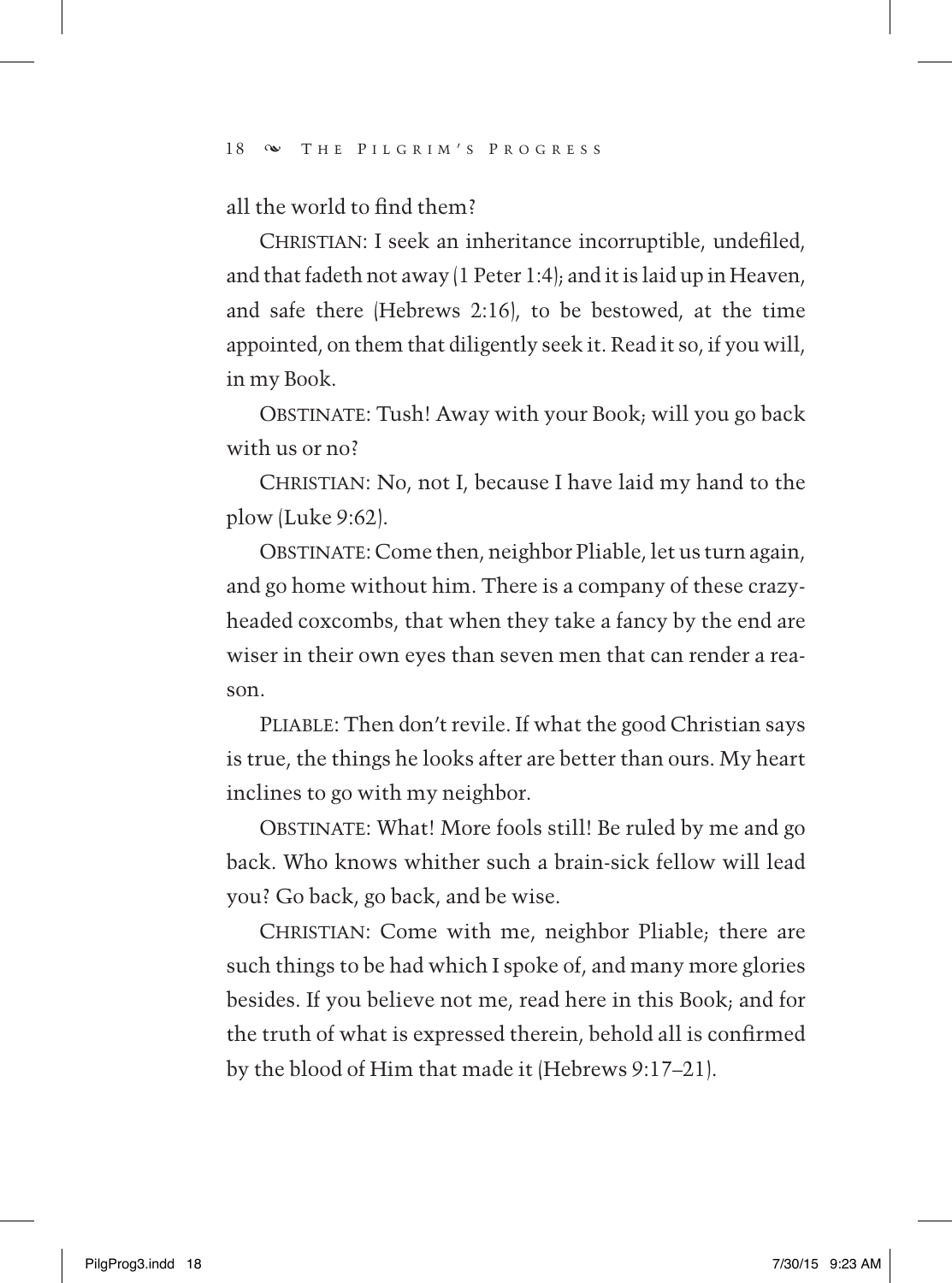all the world to find them?

CHRISTIAN: I seek an inheritance incorruptible, undefiled, and that fadeth not away (1 Peter 1:4); and it is laid up in Heaven, and safe there (Hebrews 2:16), to be bestowed, at the time appointed, on them that diligently seek it. Read it so, if you will, in my Book.

OBSTINATE: Tush! Away with your Book; will you go back with us or no?

CHRISTIAN: No, not I, because I have laid my hand to the plow (Luke 9:62).

OBSTINATE: Come then, neighbor Pliable, let us turn again, and go home without him. There is a company of these crazy-headed coxcombs, that when they take a fancy by the end are wiser in their own eyes than seven men that can render a reason.

PLIABLE: Then don't revile. If what the good Christian says is true, the things he looks after are better than ours. My heart inclines to go with my neighbor.

OBSTINATE: What! More fools still! Be ruled by me and go back. Who knows whither such a brain-sick fellow will lead you? Go back, go back, and be wise.

CHRISTIAN: Come with me, neighbor Pliable; there are such things to be had which I spoke of, and many more glories besides. If you believe not me, read here in this Book; and for the truth of what is expressed therein, behold all is confirmed by the blood of Him that made it (Hebrews 9:17–21).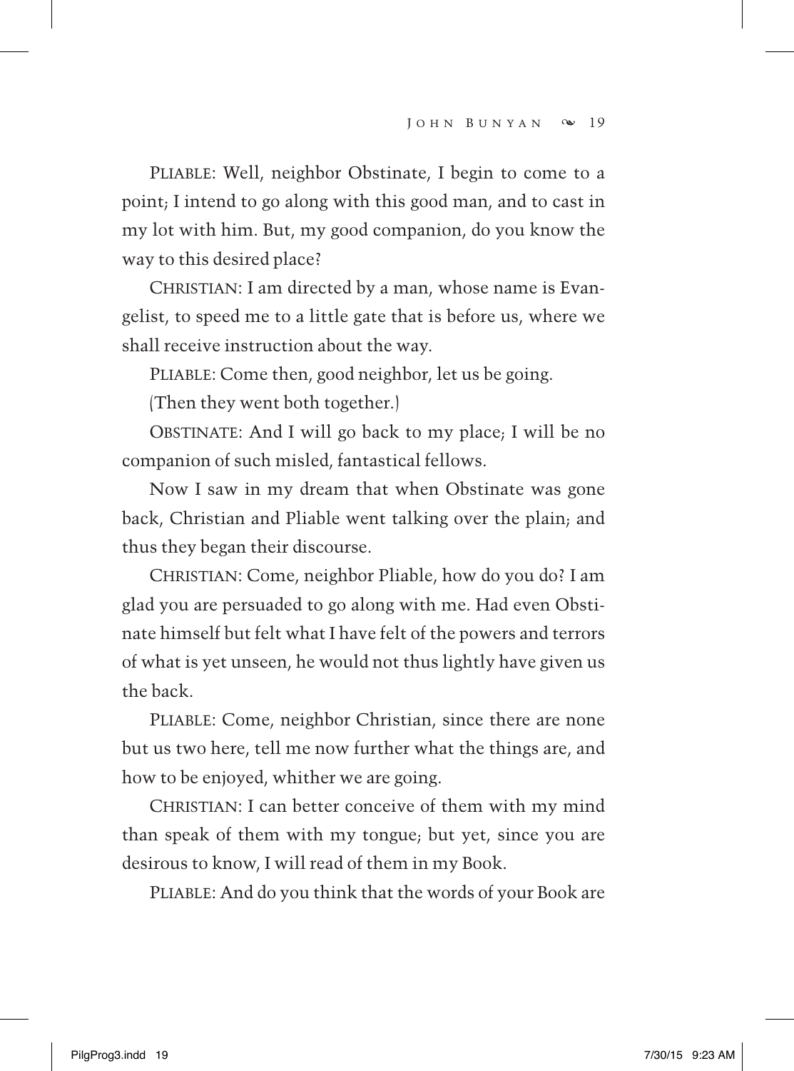Pliable: Well, neighbor Obstinate, I begin to come to a point; I intend to go along with this good man, and to cast in my lot with him. But, my good companion, do you know the way to this desired place?

Christian: I am directed by a man, whose name is Evangelist, to speed me to a little gate that is before us, where we shall receive instruction about the way.

Pliable: Come then, good neighbor, let us be going.

(Then they went both together.)

Obstinate: And I will go back to my place; I will be no companion of such misled, fantastical fellows.

Now I saw in my dream that when Obstinate was gone back, Christian and Pliable went talking over the plain; and thus they began their discourse.

Christian: Come, neighbor Pliable, how do you do? I am glad you are persuaded to go along with me. Had even Obstinate himself but felt what I have felt of the powers and terrors of what is yet unseen, he would not thus lightly have given us the back.

Pliable: Come, neighbor Christian, since there are none but us two here, tell me now further what the things are, and how to be enjoyed, whither we are going.

Christian: I can better conceive of them with my mind than speak of them with my tongue; but yet, since you are desirous to know, I will read of them in my Book.

Pliable: And do you think that the words of your Book are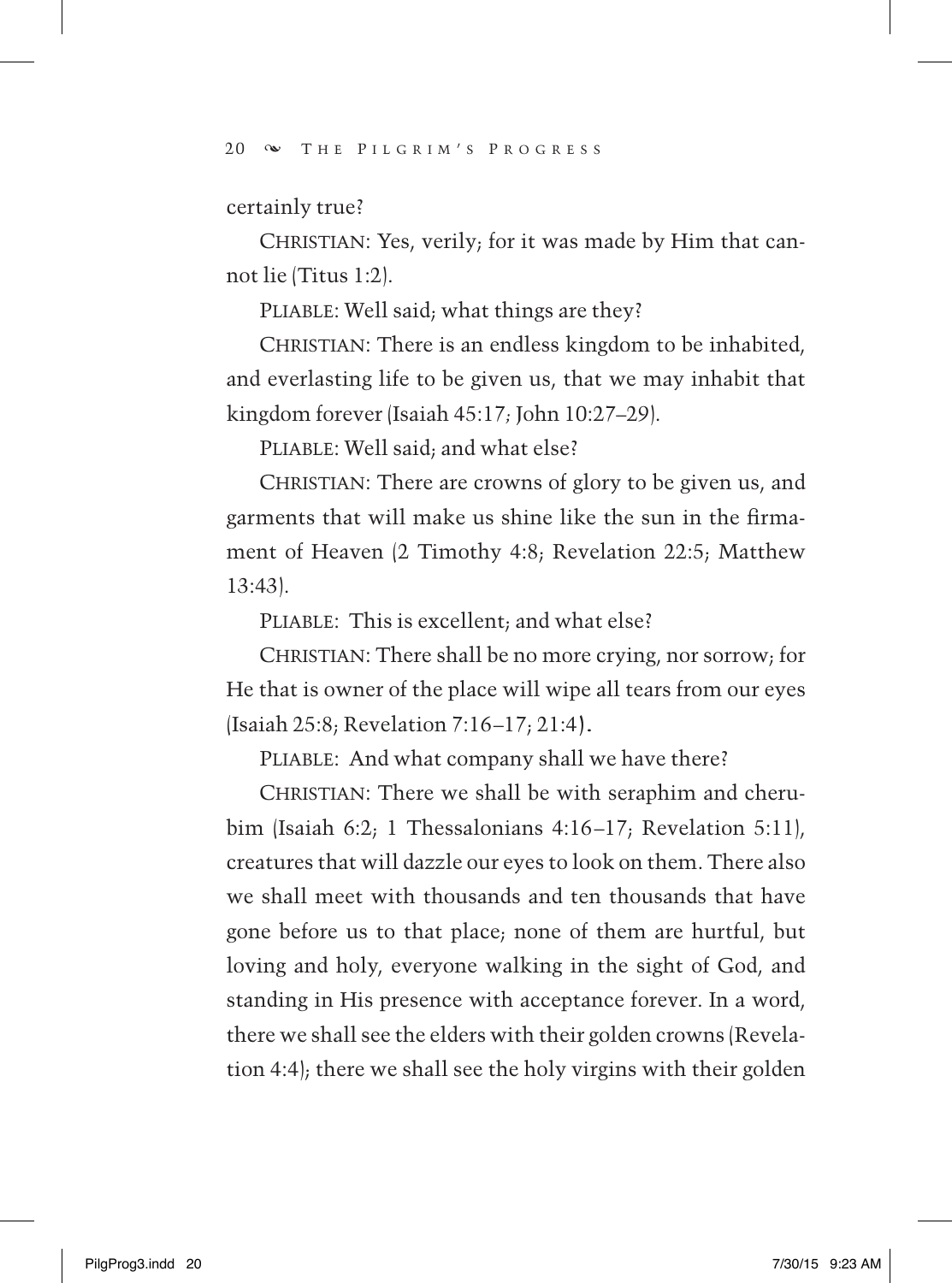certainly true?

CHRISTIAN: Yes, verily; for it was made by Him that cannot lie (Titus 1:2).

PLIABLE: Well said; what things are they?

CHRISTIAN: There is an endless kingdom to be inhabited, and everlasting life to be given us, that we may inhabit that kingdom forever (Isaiah 45:17; John 10:27–29).

PLIABLE: Well said; and what else?

CHRISTIAN: There are crowns of glory to be given us, and garments that will make us shine like the sun in the firmament of Heaven (2 Timothy 4:8; Revelation 22:5; Matthew 13:43).

PLIABLE: This is excellent; and what else?

CHRISTIAN: There shall be no more crying, nor sorrow; for He that is owner of the place will wipe all tears from our eyes (Isaiah 25:8; Revelation 7:16–17; 21:4).

PLIABLE: And what company shall we have there?

CHRISTIAN: There we shall be with seraphim and cherubim (Isaiah 6:2; 1 Thessalonians 4:16–17; Revelation 5:11), creatures that will dazzle our eyes to look on them. There also we shall meet with thousands and ten thousands that have gone before us to that place; none of them are hurtful, but loving and holy, everyone walking in the sight of God, and standing in His presence with acceptance forever. In a word, there we shall see the elders with their golden crowns (Revelation 4:4); there we shall see the holy virgins with their golden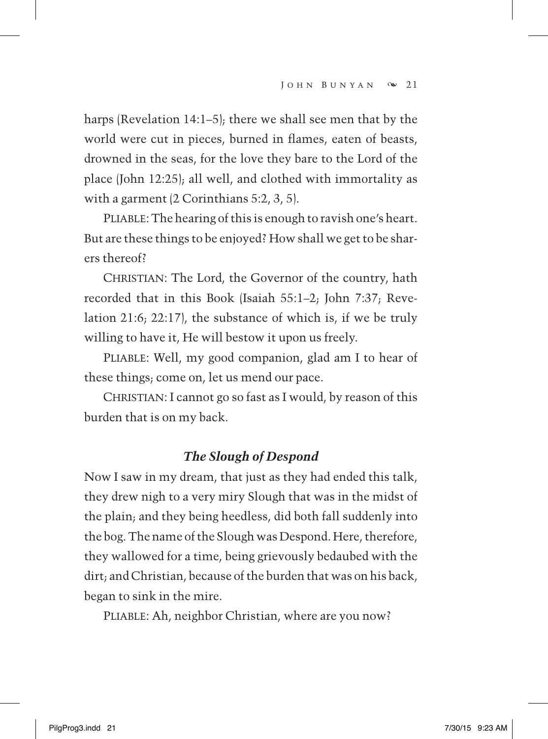harps (Revelation 14:1–5); there we shall see men that by the world were cut in pieces, burned in flames, eaten of beasts, drowned in the seas, for the love they bare to the Lord of the place (John 12:25); all well, and clothed with immortality as with a garment (2 Corinthians 5:2, 3, 5).

PLIABLE: The hearing of this is enough to ravish one's heart. But are these things to be enjoyed? How shall we get to be sharers thereof?

CHRISTIAN: The Lord, the Governor of the country, hath recorded that in this Book (Isaiah 55:1–2; John 7:37; Revelation 21:6; 22:17), the substance of which is, if we be truly willing to have it, He will bestow it upon us freely.

PLIABLE: Well, my good companion, glad am I to hear of these things; come on, let us mend our pace.

CHRISTIAN: I cannot go so fast as I would, by reason of this burden that is on my back.

### *The Slough of Despond*

Now I saw in my dream, that just as they had ended this talk, they drew nigh to a very miry Slough that was in the midst of the plain; and they being heedless, did both fall suddenly into the bog. The name of the Slough was Despond. Here, therefore, they wallowed for a time, being grievously bedaubed with the dirt; and Christian, because of the burden that was on his back, began to sink in the mire.

PLIABLE: Ah, neighbor Christian, where are you now?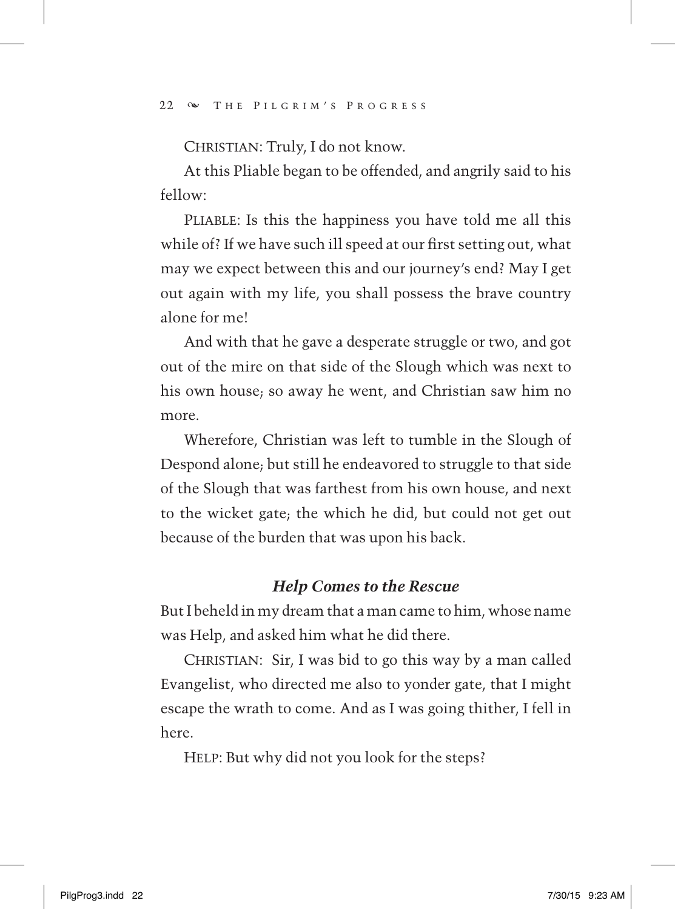CHRISTIAN: Truly, I do not know.

At this Pliable began to be offended, and angrily said to his fellow:

PLIABLE: Is this the happiness you have told me all this while of? If we have such ill speed at our first setting out, what may we expect between this and our journey's end? May I get out again with my life, you shall possess the brave country alone for me!

And with that he gave a desperate struggle or two, and got out of the mire on that side of the Slough which was next to his own house; so away he went, and Christian saw him no more.

Wherefore, Christian was left to tumble in the Slough of Despond alone; but still he endeavored to struggle to that side of the Slough that was farthest from his own house, and next to the wicket gate; the which he did, but could not get out because of the burden that was upon his back.

### *Help Comes to the Rescue*

But I beheld in my dream that a man came to him, whose name was Help, and asked him what he did there.

CHRISTIAN: Sir, I was bid to go this way by a man called Evangelist, who directed me also to yonder gate, that I might escape the wrath to come. And as I was going thither, I fell in here.

HELP: But why did not you look for the steps?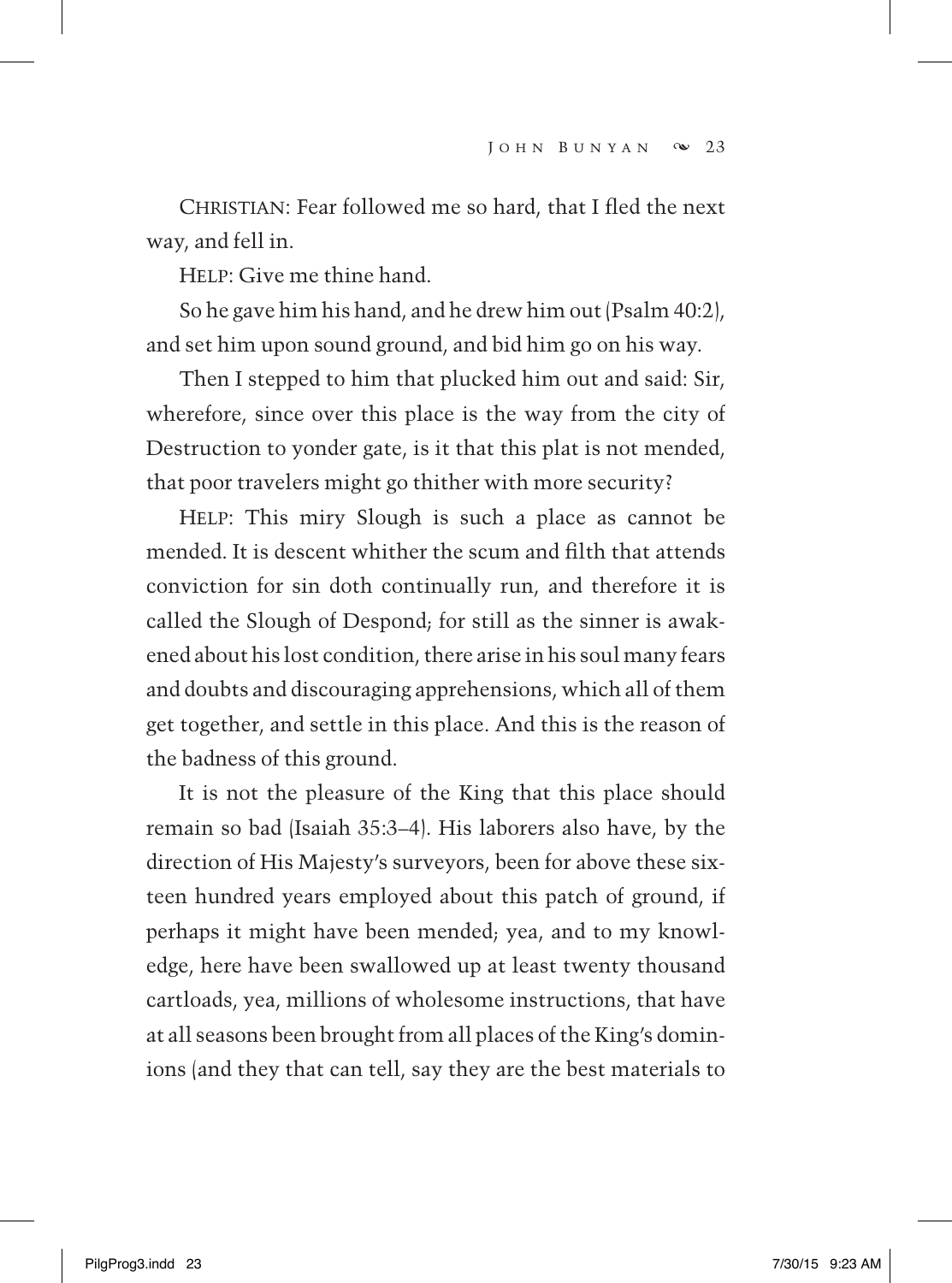CHRISTIAN: Fear followed me so hard, that I fled the next way, and fell in.

HELP: Give me thine hand.

So he gave him his hand, and he drew him out (Psalm 40:2), and set him upon sound ground, and bid him go on his way.

Then I stepped to him that plucked him out and said: Sir, wherefore, since over this place is the way from the city of Destruction to yonder gate, is it that this plat is not mended, that poor travelers might go thither with more security?

HELP: This miry Slough is such a place as cannot be mended. It is descent whither the scum and filth that attends conviction for sin doth continually run, and therefore it is called the Slough of Despond; for still as the sinner is awakened about his lost condition, there arise in his soul many fears and doubts and discouraging apprehensions, which all of them get together, and settle in this place. And this is the reason of the badness of this ground.

It is not the pleasure of the King that this place should remain so bad (Isaiah 35:3–4). His laborers also have, by the direction of His Majesty's surveyors, been for above these sixteen hundred years employed about this patch of ground, if perhaps it might have been mended; yea, and to my knowledge, here have been swallowed up at least twenty thousand cartloads, yea, millions of wholesome instructions, that have at all seasons been brought from all places of the King's dominions (and they that can tell, say they are the best materials to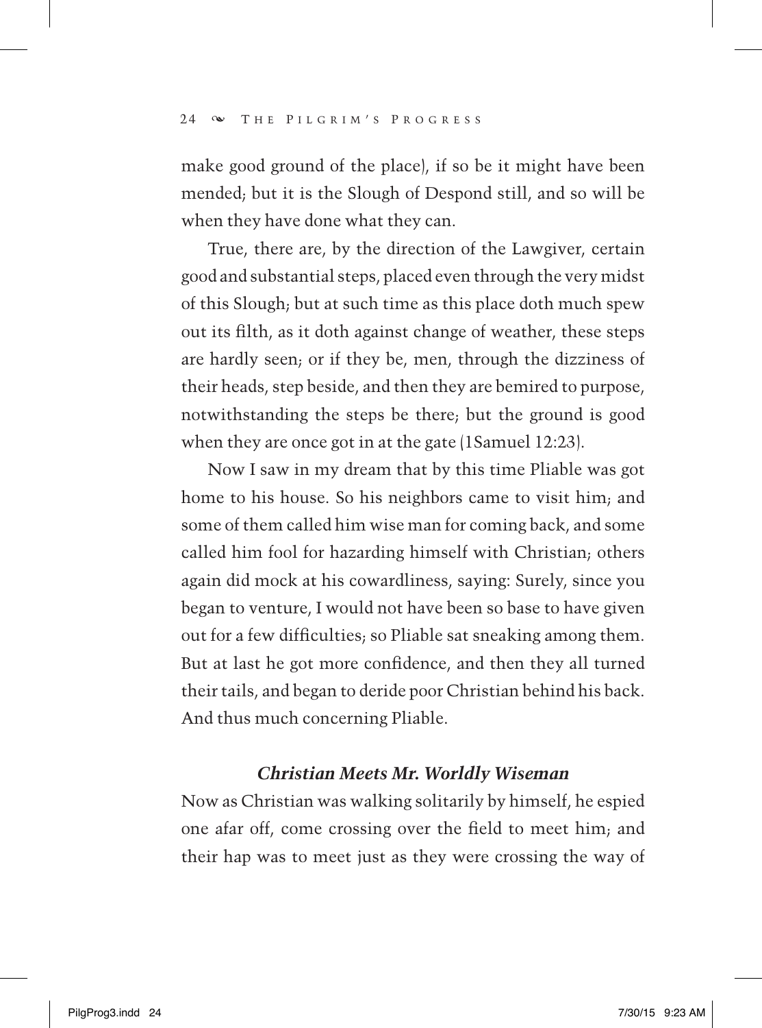make good ground of the place), if so be it might have been mended; but it is the Slough of Despond still, and so will be when they have done what they can.

True, there are, by the direction of the Lawgiver, certain good and substantial steps, placed even through the very midst of this Slough; but at such time as this place doth much spew out its filth, as it doth against change of weather, these steps are hardly seen; or if they be, men, through the dizziness of their heads, step beside, and then they are bemired to purpose, notwithstanding the steps be there; but the ground is good when they are once got in at the gate (1Samuel 12:23).

Now I saw in my dream that by this time Pliable was got home to his house. So his neighbors came to visit him; and some of them called him wise man for coming back, and some called him fool for hazarding himself with Christian; others again did mock at his cowardliness, saying: Surely, since you began to venture, I would not have been so base to have given out for a few difficulties; so Pliable sat sneaking among them. But at last he got more confidence, and then they all turned their tails, and began to deride poor Christian behind his back. And thus much concerning Pliable.

### *Christian Meets Mr. Worldly Wiseman*

Now as Christian was walking solitarily by himself, he espied one afar off, come crossing over the field to meet him; and their hap was to meet just as they were crossing the way of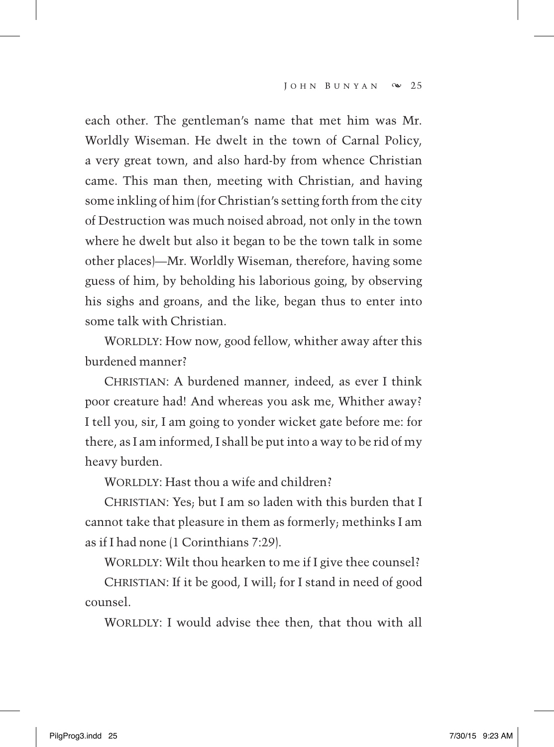each other. The gentleman's name that met him was Mr. Worldly Wiseman. He dwelt in the town of Carnal Policy, a very great town, and also hard-by from whence Christian came. This man then, meeting with Christian, and having some inkling of him (for Christian's setting forth from the city of Destruction was much noised abroad, not only in the town where he dwelt but also it began to be the town talk in some other places)—Mr. Worldly Wiseman, therefore, having some guess of him, by beholding his laborious going, by observing his sighs and groans, and the like, began thus to enter into some talk with Christian.

WORLDLY: How now, good fellow, whither away after this burdened manner?

CHRISTIAN: A burdened manner, indeed, as ever I think poor creature had! And whereas you ask me, Whither away? I tell you, sir, I am going to yonder wicket gate before me: for there, as I am informed, I shall be put into a way to be rid of my heavy burden.

WORLDLY: Hast thou a wife and children?

CHRISTIAN: Yes; but I am so laden with this burden that I cannot take that pleasure in them as formerly; methinks I am as if I had none (1 Corinthians 7:29).

WORLDLY: Wilt thou hearken to me if I give thee counsel?

CHRISTIAN: If it be good, I will; for I stand in need of good counsel.

WORLDLY: I would advise thee then, that thou with all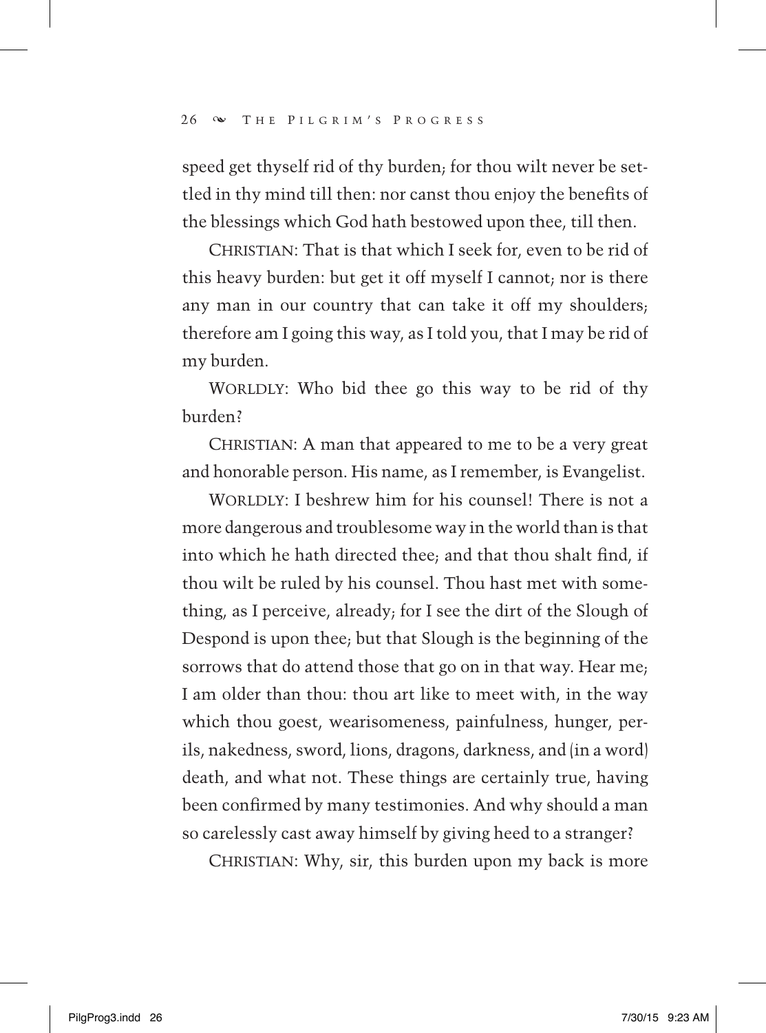speed get thyself rid of thy burden; for thou wilt never be settled in thy mind till then: nor canst thou enjoy the benefits of the blessings which God hath bestowed upon thee, till then.

CHRISTIAN: That is that which I seek for, even to be rid of this heavy burden: but get it off myself I cannot; nor is there any man in our country that can take it off my shoulders; therefore am I going this way, as I told you, that I may be rid of my burden.

WORLDLY: Who bid thee go this way to be rid of thy burden?

CHRISTIAN: A man that appeared to me to be a very great and honorable person. His name, as I remember, is Evangelist.

WORLDLY: I beshrew him for his counsel! There is not a more dangerous and troublesome way in the world than is that into which he hath directed thee; and that thou shalt find, if thou wilt be ruled by his counsel. Thou hast met with something, as I perceive, already; for I see the dirt of the Slough of Despond is upon thee; but that Slough is the beginning of the sorrows that do attend those that go on in that way. Hear me; I am older than thou: thou art like to meet with, in the way which thou goest, wearisomeness, painfulness, hunger, perils, nakedness, sword, lions, dragons, darkness, and (in a word) death, and what not. These things are certainly true, having been confirmed by many testimonies. And why should a man so carelessly cast away himself by giving heed to a stranger?

CHRISTIAN: Why, sir, this burden upon my back is more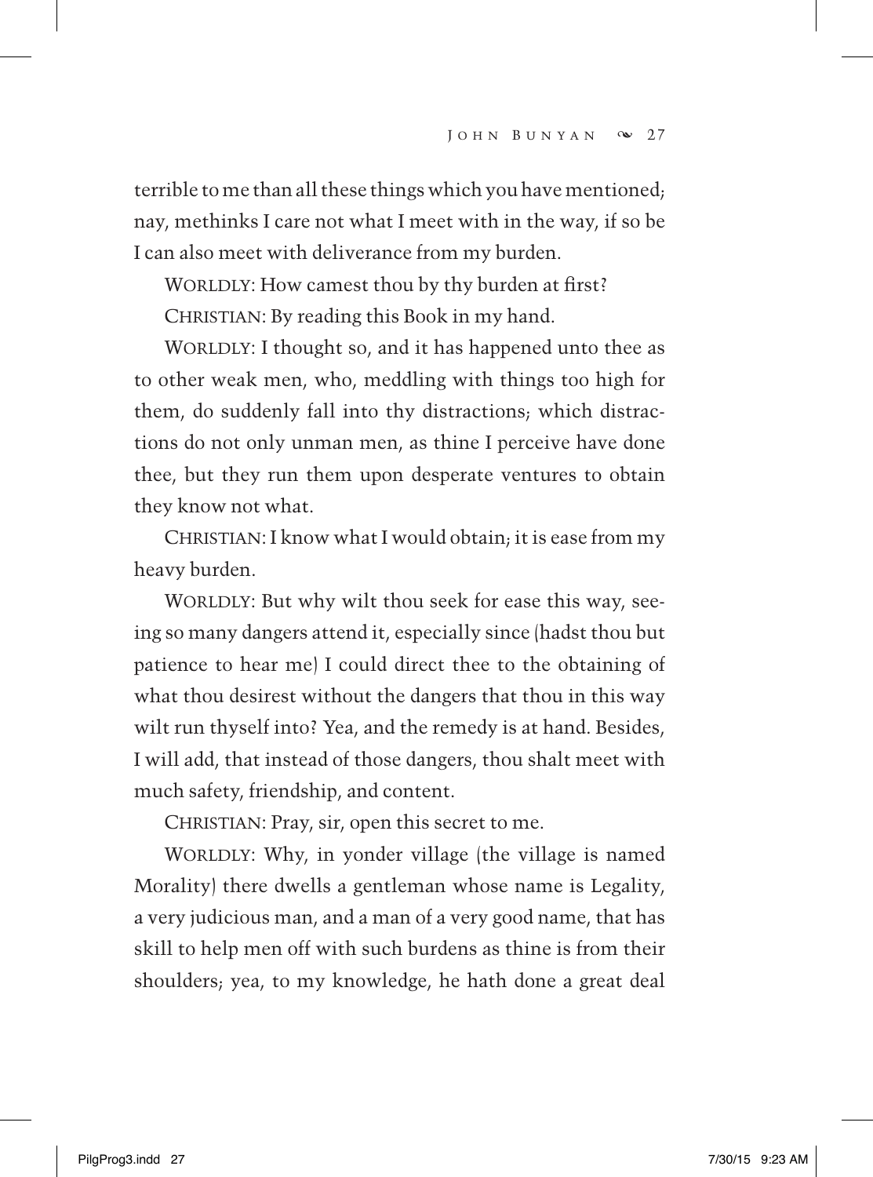terrible to me than all these things which you have mentioned; nay, methinks I care not what I meet with in the way, if so be I can also meet with deliverance from my burden.

WORLDLY: How camest thou by thy burden at first?

CHRISTIAN: By reading this Book in my hand.

WORLDLY: I thought so, and it has happened unto thee as to other weak men, who, meddling with things too high for them, do suddenly fall into thy distractions; which distractions do not only unman men, as thine I perceive have done thee, but they run them upon desperate ventures to obtain they know not what.

CHRISTIAN: I know what I would obtain; it is ease from my heavy burden.

WORLDLY: But why wilt thou seek for ease this way, seeing so many dangers attend it, especially since (hadst thou but patience to hear me) I could direct thee to the obtaining of what thou desirest without the dangers that thou in this way wilt run thyself into? Yea, and the remedy is at hand. Besides, I will add, that instead of those dangers, thou shalt meet with much safety, friendship, and content.

CHRISTIAN: Pray, sir, open this secret to me.

WORLDLY: Why, in yonder village (the village is named Morality) there dwells a gentleman whose name is Legality, a very judicious man, and a man of a very good name, that has skill to help men off with such burdens as thine is from their shoulders; yea, to my knowledge, he hath done a great deal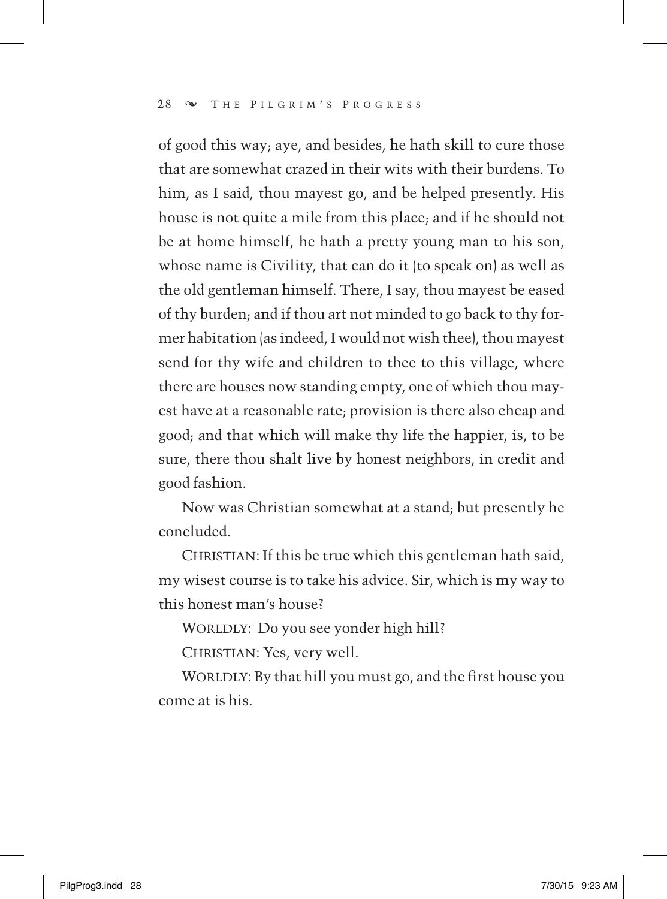of good this way; aye, and besides, he hath skill to cure those that are somewhat crazed in their wits with their burdens. To him, as I said, thou mayest go, and be helped presently. His house is not quite a mile from this place; and if he should not be at home himself, he hath a pretty young man to his son, whose name is Civility, that can do it (to speak on) as well as the old gentleman himself. There, I say, thou mayest be eased of thy burden; and if thou art not minded to go back to thy former habitation (as indeed, I would not wish thee), thou mayest send for thy wife and children to thee to this village, where there are houses now standing empty, one of which thou mayest have at a reasonable rate; provision is there also cheap and good; and that which will make thy life the happier, is, to be sure, there thou shalt live by honest neighbors, in credit and good fashion.

Now was Christian somewhat at a stand; but presently he concluded.

CHRISTIAN: If this be true which this gentleman hath said, my wisest course is to take his advice. Sir, which is my way to this honest man's house?

WORLDLY: Do you see yonder high hill?

CHRISTIAN: Yes, very well.

WORLDLY: By that hill you must go, and the first house you come at is his.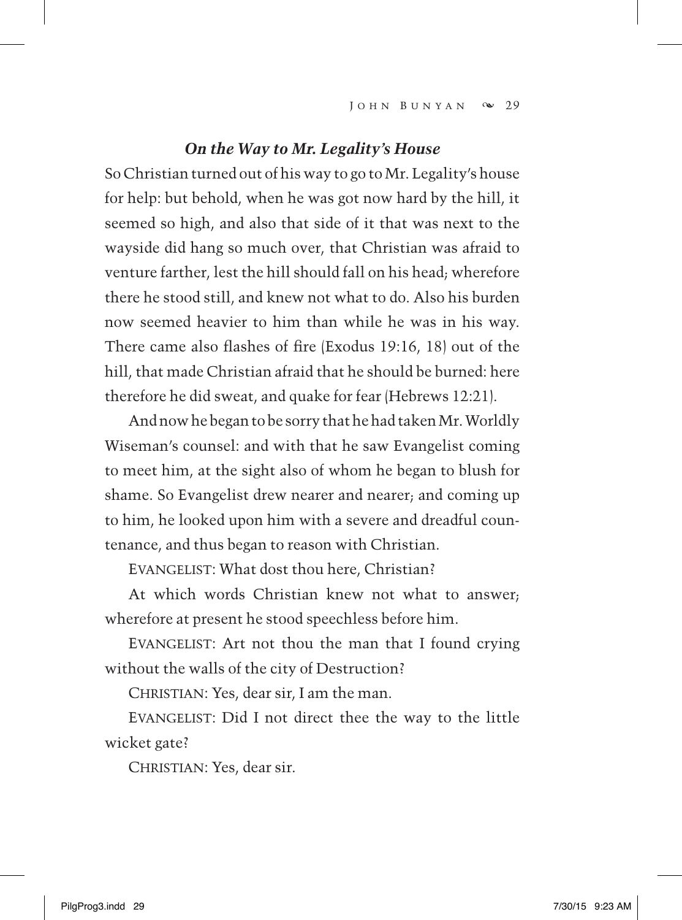### *On the Way to Mr. Legality's House*

So Christian turned out of his way to go to Mr. Legality's house for help: but behold, when he was got now hard by the hill, it seemed so high, and also that side of it that was next to the wayside did hang so much over, that Christian was afraid to venture farther, lest the hill should fall on his head; wherefore there he stood still, and knew not what to do. Also his burden now seemed heavier to him than while he was in his way. There came also flashes of fire (Exodus 19:16, 18) out of the hill, that made Christian afraid that he should be burned: here therefore he did sweat, and quake for fear (Hebrews 12:21).

And now he began to be sorry that he had taken Mr. Worldly Wiseman's counsel: and with that he saw Evangelist coming to meet him, at the sight also of whom he began to blush for shame. So Evangelist drew nearer and nearer; and coming up to him, he looked upon him with a severe and dreadful countenance, and thus began to reason with Christian.

EVANGELIST: What dost thou here, Christian?

At which words Christian knew not what to answer; wherefore at present he stood speechless before him.

EVANGELIST: Art not thou the man that I found crying without the walls of the city of Destruction?

CHRISTIAN: Yes, dear sir, I am the man.

EVANGELIST: Did I not direct thee the way to the little wicket gate?

CHRISTIAN: Yes, dear sir.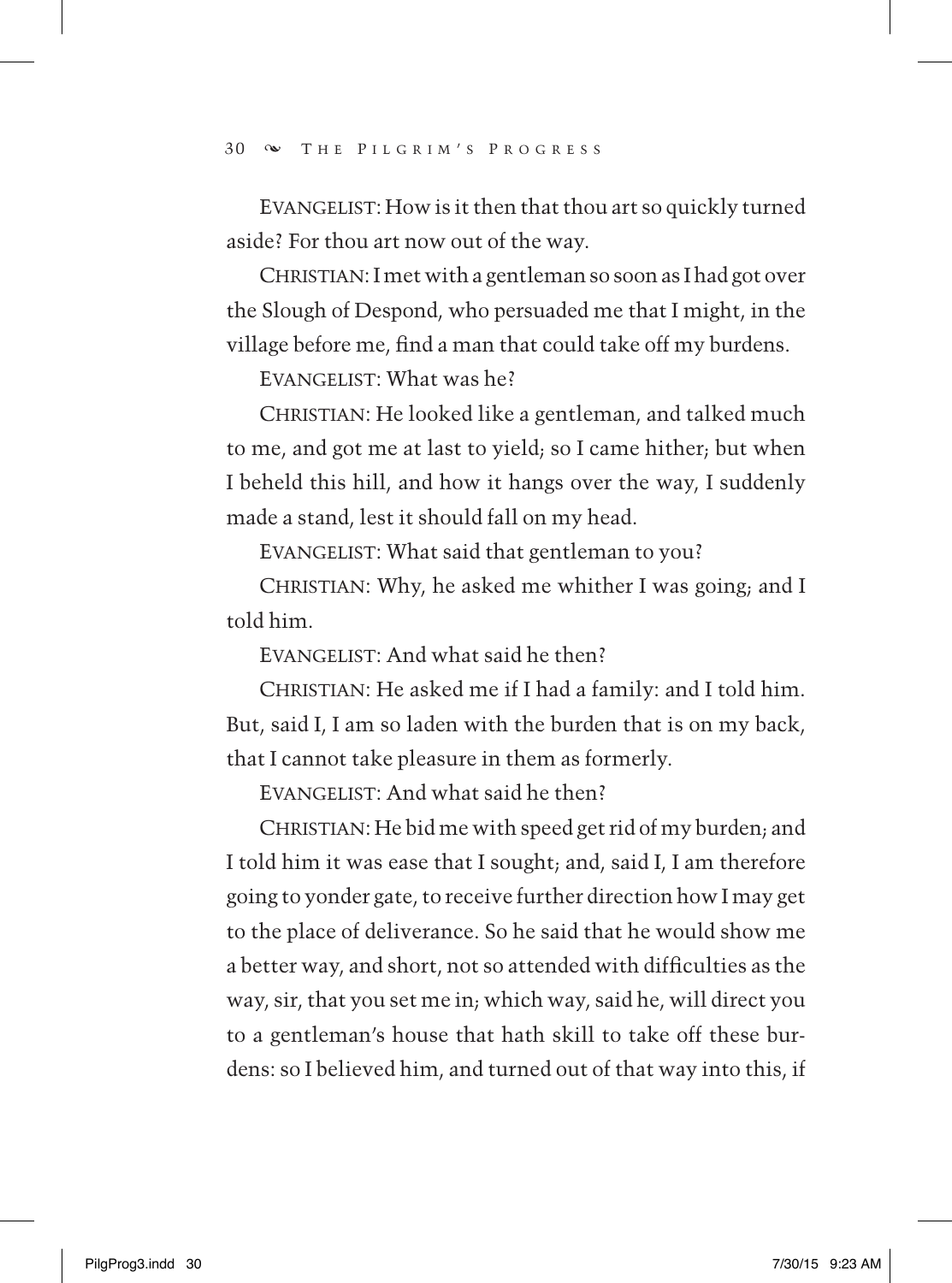EVANGELIST: How is it then that thou art so quickly turned aside? For thou art now out of the way.

CHRISTIAN: I met with a gentleman so soon as I had got over the Slough of Despond, who persuaded me that I might, in the village before me, find a man that could take off my burdens.

EVANGELIST: What was he?

CHRISTIAN: He looked like a gentleman, and talked much to me, and got me at last to yield; so I came hither; but when I beheld this hill, and how it hangs over the way, I suddenly made a stand, lest it should fall on my head.

EVANGELIST: What said that gentleman to you?

CHRISTIAN: Why, he asked me whither I was going; and I told him.

EVANGELIST: And what said he then?

CHRISTIAN: He asked me if I had a family: and I told him. But, said I, I am so laden with the burden that is on my back, that I cannot take pleasure in them as formerly.

EVANGELIST: And what said he then?

CHRISTIAN: He bid me with speed get rid of my burden; and I told him it was ease that I sought; and, said I, I am therefore going to yonder gate, to receive further direction how I may get to the place of deliverance. So he said that he would show me a better way, and short, not so attended with difficulties as the way, sir, that you set me in; which way, said he, will direct you to a gentleman's house that hath skill to take off these burdens: so I believed him, and turned out of that way into this, if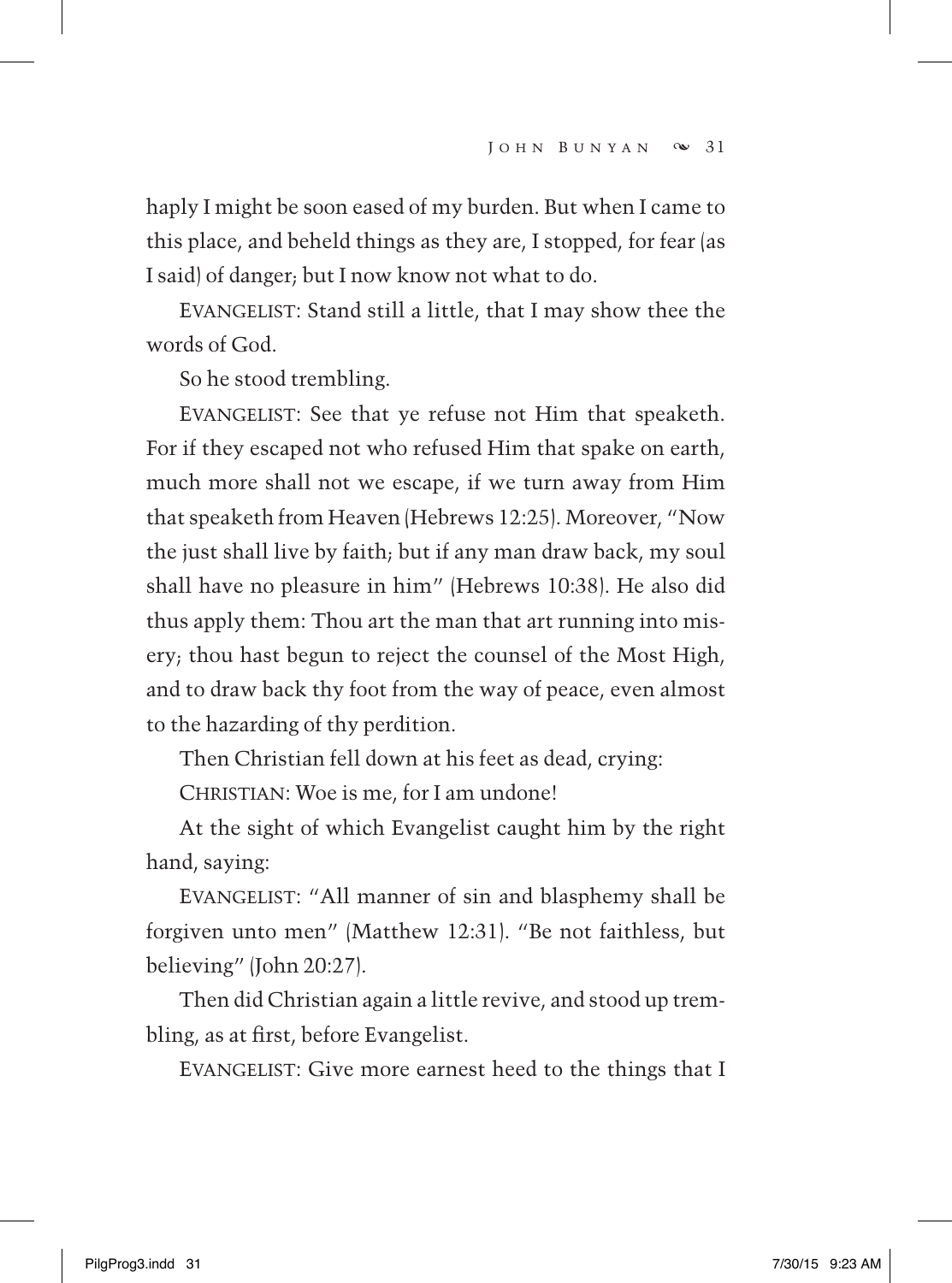haply I might be soon eased of my burden. But when I came to this place, and beheld things as they are, I stopped, for fear (as I said) of danger; but I now know not what to do.

EVANGELIST: Stand still a little, that I may show thee the words of God.

So he stood trembling.

EVANGELIST: See that ye refuse not Him that speaketh. For if they escaped not who refused Him that spake on earth, much more shall not we escape, if we turn away from Him that speaketh from Heaven (Hebrews 12:25). Moreover, "Now the just shall live by faith; but if any man draw back, my soul shall have no pleasure in him" (Hebrews 10:38). He also did thus apply them: Thou art the man that art running into misery; thou hast begun to reject the counsel of the Most High, and to draw back thy foot from the way of peace, even almost to the hazarding of thy perdition.

Then Christian fell down at his feet as dead, crying:

CHRISTIAN: Woe is me, for I am undone!

At the sight of which Evangelist caught him by the right hand, saying:

EVANGELIST: "All manner of sin and blasphemy shall be forgiven unto men" (Matthew 12:31). "Be not faithless, but believing" (John 20:27).

Then did Christian again a little revive, and stood up trembling, as at first, before Evangelist.

EVANGELIST: Give more earnest heed to the things that I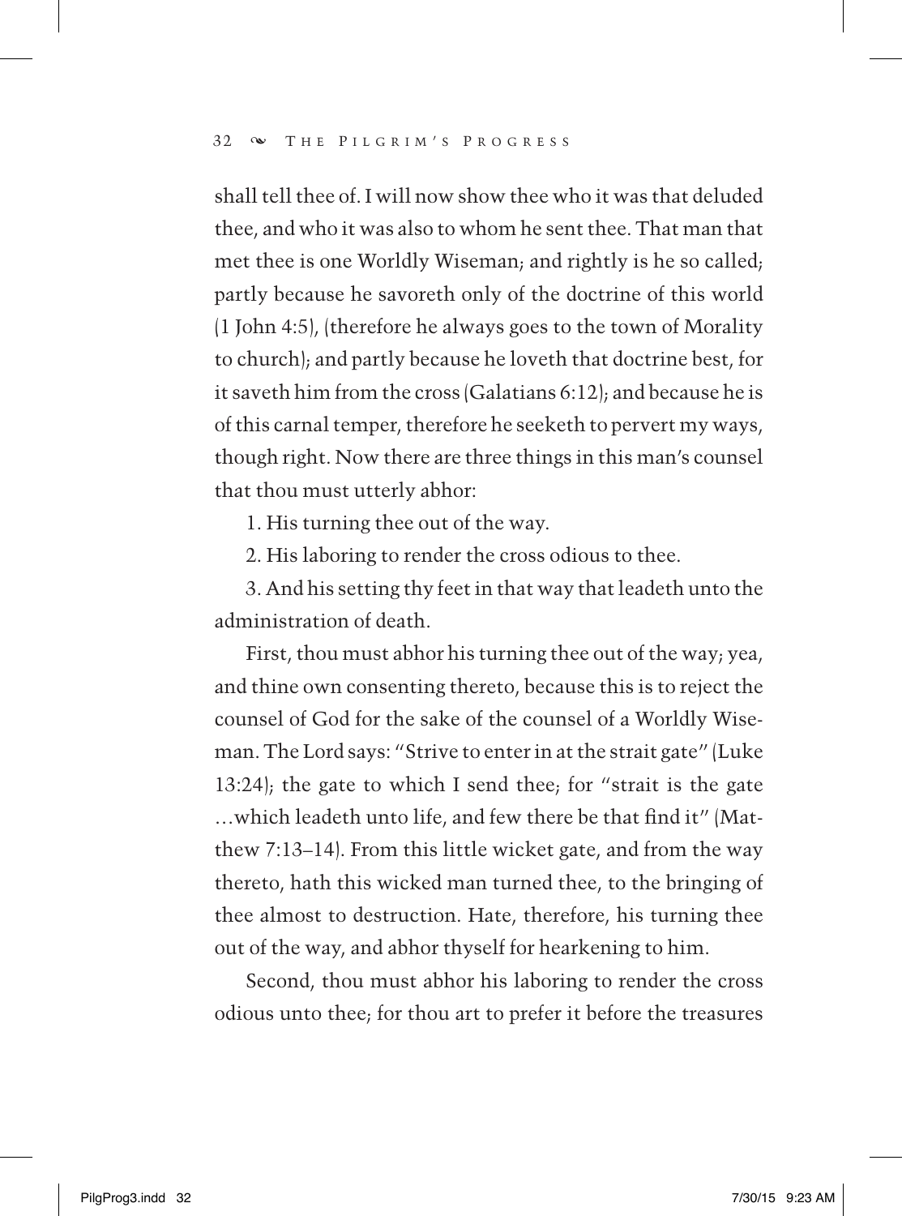shall tell thee of. I will now show thee who it was that deluded thee, and who it was also to whom he sent thee. That man that met thee is one Worldly Wiseman; and rightly is he so called; partly because he savoreth only of the doctrine of this world (1 John 4:5), (therefore he always goes to the town of Morality to church); and partly because he loveth that doctrine best, for it saveth him from the cross (Galatians 6:12); and because he is of this carnal temper, therefore he seeketh to pervert my ways, though right. Now there are three things in this man's counsel that thou must utterly abhor:

1. His turning thee out of the way.

2. His laboring to render the cross odious to thee.

3. And his setting thy feet in that way that leadeth unto the administration of death.

First, thou must abhor his turning thee out of the way; yea, and thine own consenting thereto, because this is to reject the counsel of God for the sake of the counsel of a Worldly Wiseman. The Lord says: "Strive to enter in at the strait gate" (Luke 13:24); the gate to which I send thee; for "strait is the gate …which leadeth unto life, and few there be that find it" (Matthew 7:13–14). From this little wicket gate, and from the way thereto, hath this wicked man turned thee, to the bringing of thee almost to destruction. Hate, therefore, his turning thee out of the way, and abhor thyself for hearkening to him.

Second, thou must abhor his laboring to render the cross odious unto thee; for thou art to prefer it before the treasures